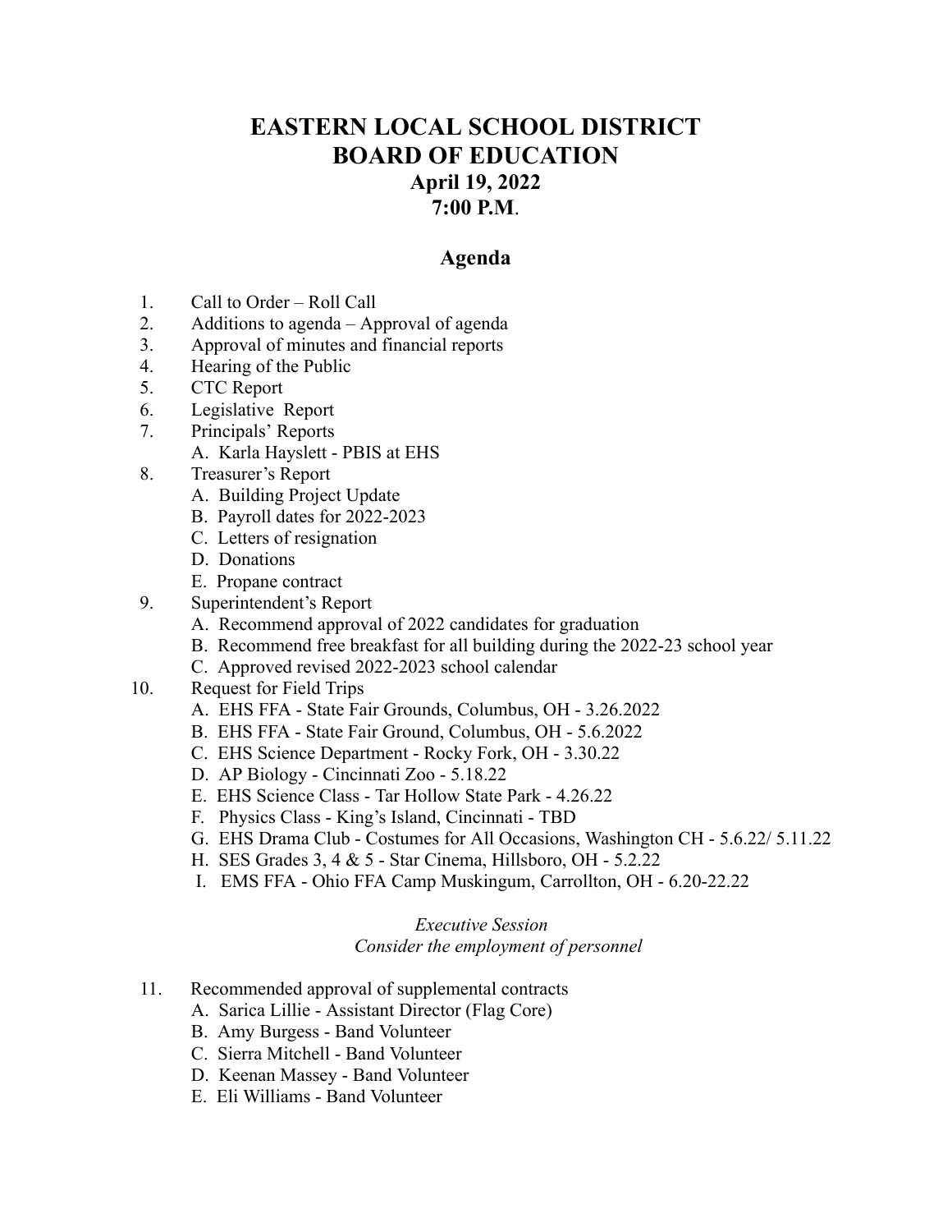# EASTERN LOCAL SCHOOL DISTRICT
# BOARD OF EDUCATION
## April 19, 2022
## 7:00 P.M.

## Agenda

1. Call to Order – Roll Call
2. Additions to agenda – Approval of agenda
3. Approval of minutes and financial reports
4. Hearing of the Public
5. CTC Report
6. Legislative Report
7. Principals' Reports
   A. Karla Hayslett - PBIS at EHS
8. Treasurer's Report
   A. Building Project Update
   B. Payroll dates for 2022-2023
   C. Letters of resignation
   D. Donations
   E. Propane contract
9. Superintendent's Report
   A. Recommend approval of 2022 candidates for graduation
   B. Recommend free breakfast for all building during the 2022-23 school year
   C. Approved revised 2022-2023 school calendar
10. Request for Field Trips
    A. EHS FFA - State Fair Grounds, Columbus, OH - 3.26.2022
    B. EHS FFA - State Fair Ground, Columbus, OH - 5.6.2022
    C. EHS Science Department - Rocky Fork, OH - 3.30.22
    D. AP Biology - Cincinnati Zoo - 5.18.22
    E. EHS Science Class - Tar Hollow State Park - 4.26.22
    F. Physics Class - King's Island, Cincinnati - TBD
    G. EHS Drama Club - Costumes for All Occasions, Washington CH - 5.6.22/ 5.11.22
    H. SES Grades 3, 4 & 5 - Star Cinema, Hillsboro, OH - 5.2.22
    I. EMS FFA - Ohio FFA Camp Muskingum, Carrollton, OH - 6.20-22.22

*Executive Session*
*Consider the employment of personnel*

11. Recommended approval of supplemental contracts
    A. Sarica Lillie - Assistant Director (Flag Core)
    B. Amy Burgess - Band Volunteer
    C. Sierra Mitchell - Band Volunteer
    D. Keenan Massey - Band Volunteer
    E. Eli Williams - Band Volunteer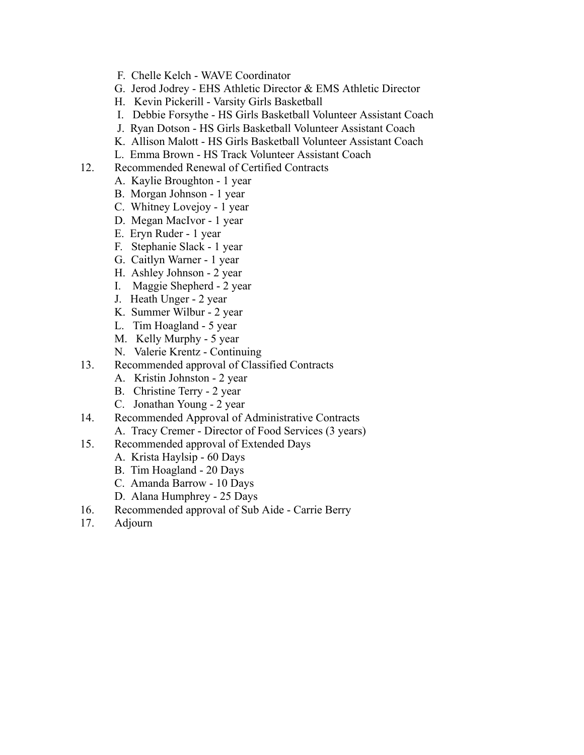F. Chelle Kelch - WAVE Coordinator
G. Jerod Jodrey - EHS Athletic Director & EMS Athletic Director
H. Kevin Pickerill - Varsity Girls Basketball
I. Debbie Forsythe - HS Girls Basketball Volunteer Assistant Coach
J. Ryan Dotson - HS Girls Basketball Volunteer Assistant Coach
K. Allison Malott - HS Girls Basketball Volunteer Assistant Coach
L. Emma Brown - HS Track Volunteer Assistant Coach

12. Recommended Renewal of Certified Contracts
    A. Kaylie Broughton - 1 year
    B. Morgan Johnson - 1 year
    C. Whitney Lovejoy - 1 year
    D. Megan MacIvor - 1 year
    E. Eryn Ruder - 1 year
    F. Stephanie Slack - 1 year
    G. Caitlyn Warner - 1 year
    H. Ashley Johnson - 2 year
    I. Maggie Shepherd - 2 year
    J. Heath Unger - 2 year
    K. Summer Wilbur - 2 year
    L. Tim Hoagland - 5 year
    M. Kelly Murphy - 5 year
    N. Valerie Krentz - Continuing
13. Recommended approval of Classified Contracts
    A. Kristin Johnston - 2 year
    B. Christine Terry - 2 year
    C. Jonathan Young - 2 year
14. Recommended Approval of Administrative Contracts
    A. Tracy Cremer - Director of Food Services (3 years)
15. Recommended approval of Extended Days
    A. Krista Haylsip - 60 Days
    B. Tim Hoagland - 20 Days
    C. Amanda Barrow - 10 Days
    D. Alana Humphrey - 25 Days
16. Recommended approval of Sub Aide - Carrie Berry
17. Adjourn